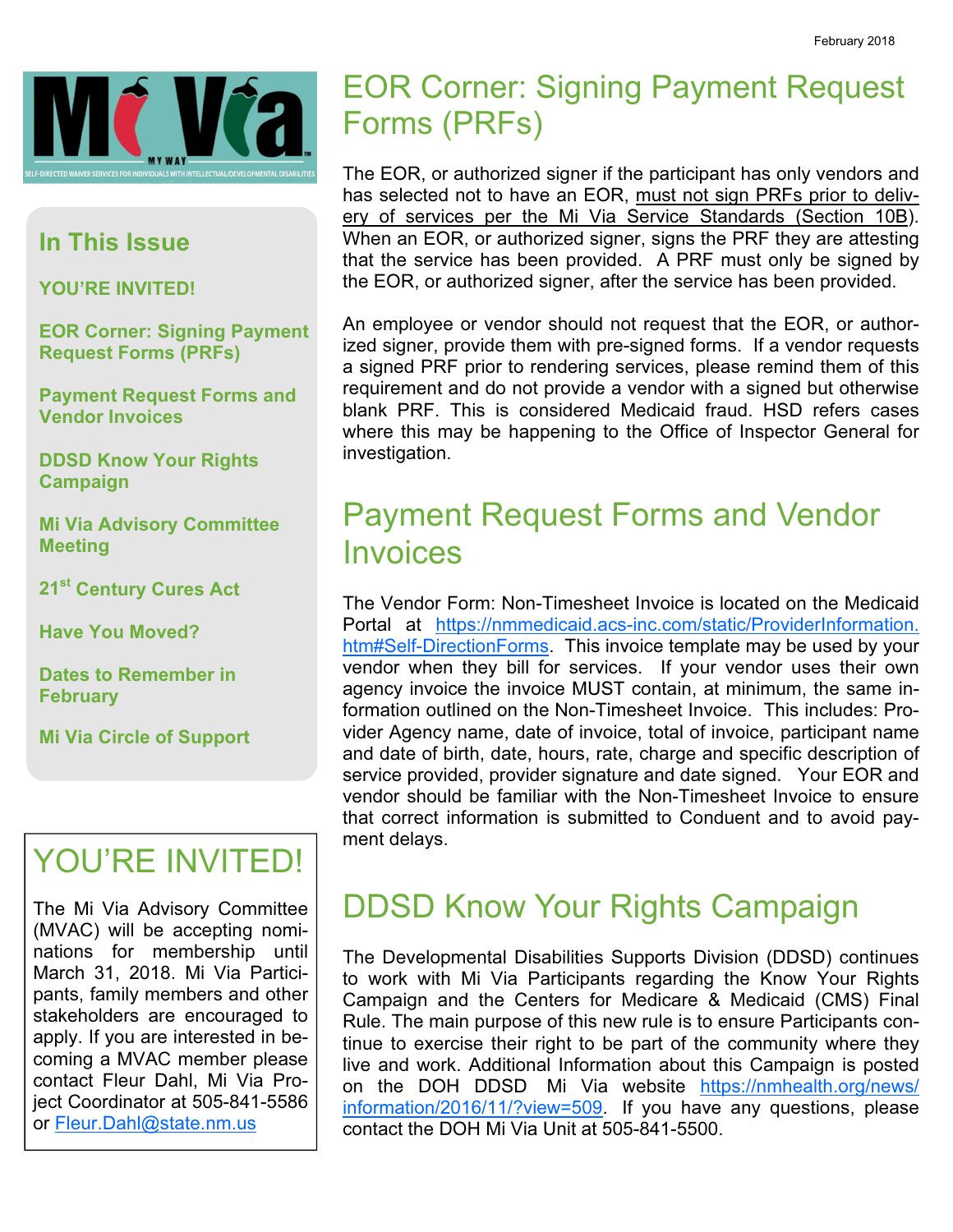February 2018

Mi Via

MY WAY

SELF-DIRECTED WAIVER SERVICES FOR INDIVIDUALS WITH INTELLECTUAL/DEVELOPMENTAL DISABILITIES

## In This Issue

**YOU'RE INVITED!**

**EOR Corner: Signing Payment Request Forms (PRFs)**

**Payment Request Forms and Vendor Invoices**

**DDSD Know Your Rights Campaign**

**Mi Via Advisory Committee Meeting**

**21st Century Cures Act**

**Have You Moved?**

**Dates to Remember in February**

**Mi Via Circle of Support**

## YOU'RE INVITED!

The Mi Via Advisory Committee (MVAC) will be accepting nominations for membership until March 31, 2018. Mi Via Participants, family members and other stakeholders are encouraged to apply. If you are interested in becoming a MVAC member please contact Fleur Dahl, Mi Via Project Coordinator at 505-841-5586 or Fleur.Dahl@state.nm.us

# EOR Corner: Signing Payment Request Forms (PRFs)

The EOR, or authorized signer if the participant has only vendors and has selected not to have an EOR, must not sign PRFs prior to delivery of services per the Mi Via Service Standards (Section 10B). When an EOR, or authorized signer, signs the PRF they are attesting that the service has been provided. A PRF must only be signed by the EOR, or authorized signer, after the service has been provided.

An employee or vendor should not request that the EOR, or authorized signer, provide them with pre-signed forms. If a vendor requests a signed PRF prior to rendering services, please remind them of this requirement and do not provide a vendor with a signed but otherwise blank PRF. This is considered Medicaid fraud. HSD refers cases where this may be happening to the Office of Inspector General for investigation.

# Payment Request Forms and Vendor Invoices

The Vendor Form: Non-Timesheet Invoice is located on the Medicaid Portal at https://nmmedicaid.acs-inc.com/static/ProviderInformation.htm#Self-DirectionForms. This invoice template may be used by your vendor when they bill for services. If your vendor uses their own agency invoice the invoice MUST contain, at minimum, the same information outlined on the Non-Timesheet Invoice. This includes: Provider Agency name, date of invoice, total of invoice, participant name and date of birth, date, hours, rate, charge and specific description of service provided, provider signature and date signed. Your EOR and vendor should be familiar with the Non-Timesheet Invoice to ensure that correct information is submitted to Conduent and to avoid payment delays.

# DDSD Know Your Rights Campaign

The Developmental Disabilities Supports Division (DDSD) continues to work with Mi Via Participants regarding the Know Your Rights Campaign and the Centers for Medicare & Medicaid (CMS) Final Rule. The main purpose of this new rule is to ensure Participants continue to exercise their right to be part of the community where they live and work. Additional Information about this Campaign is posted on the DOH DDSD Mi Via website https://nmhealth.org/news/information/2016/11/?view=509. If you have any questions, please contact the DOH Mi Via Unit at 505-841-5500.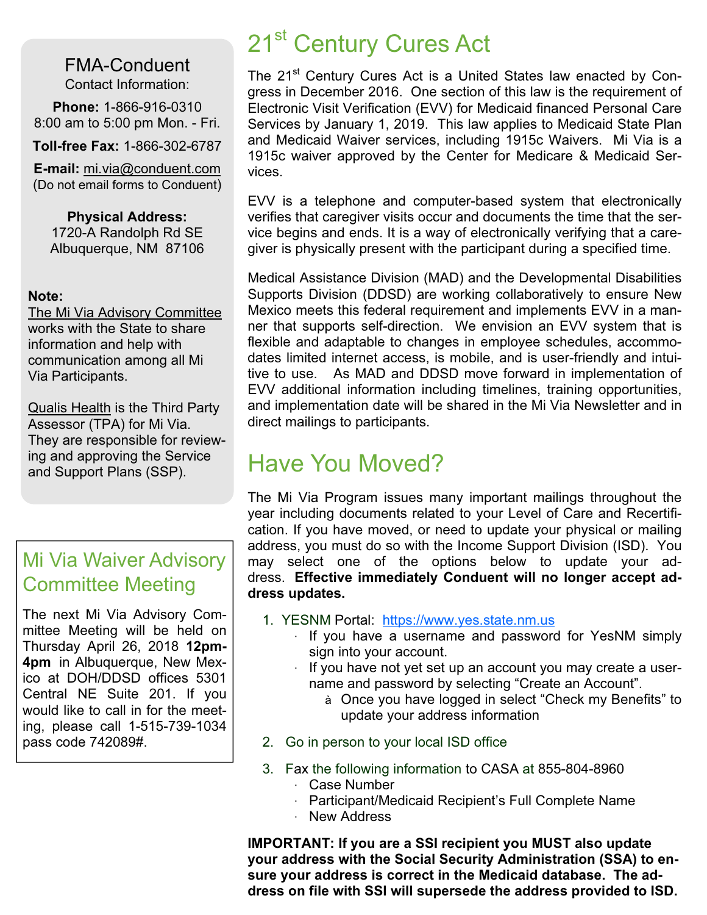## FMA-Conduent

Contact Information:

**Phone:** 1-866-916-0310
8:00 am to 5:00 pm Mon. - Fri.

**Toll-free Fax:** 1-866-302-6787

**E-mail:** mi.via@conduent.com
(Do not email forms to Conduent)

**Physical Address:**
1720-A Randolph Rd SE
Albuquerque, NM 87106

**Note:**

The Mi Via Advisory Committee works with the State to share information and help with communication among all Mi Via Participants.

Qualis Health is the Third Party Assessor (TPA) for Mi Via. They are responsible for reviewing and approving the Service and Support Plans (SSP).

## Mi Via Waiver Advisory Committee Meeting

The next Mi Via Advisory Committee Meeting will be held on Thursday April 26, 2018 **12pm-4pm** in Albuquerque, New Mexico at DOH/DDSD offices 5301 Central NE Suite 201. If you would like to call in for the meeting, please call 1-515-739-1034 pass code 742089#.

# 21st Century Cures Act

The 21st Century Cures Act is a United States law enacted by Congress in December 2016. One section of this law is the requirement of Electronic Visit Verification (EVV) for Medicaid financed Personal Care Services by January 1, 2019. This law applies to Medicaid State Plan and Medicaid Waiver services, including 1915c Waivers. Mi Via is a 1915c waiver approved by the Center for Medicare & Medicaid Services.

EVV is a telephone and computer-based system that electronically verifies that caregiver visits occur and documents the time that the service begins and ends. It is a way of electronically verifying that a caregiver is physically present with the participant during a specified time.

Medical Assistance Division (MAD) and the Developmental Disabilities Supports Division (DDSD) are working collaboratively to ensure New Mexico meets this federal requirement and implements EVV in a manner that supports self-direction. We envision an EVV system that is flexible and adaptable to changes in employee schedules, accommodates limited internet access, is mobile, and is user-friendly and intuitive to use. As MAD and DDSD move forward in implementation of EVV additional information including timelines, training opportunities, and implementation date will be shared in the Mi Via Newsletter and in direct mailings to participants.

# Have You Moved?

The Mi Via Program issues many important mailings throughout the year including documents related to your Level of Care and Recertification. If you have moved, or need to update your physical or mailing address, you must do so with the Income Support Division (ISD). You may select one of the options below to update your address. **Effective immediately Conduent will no longer accept address updates.**

1. YESNM Portal: https://www.yes.state.nm.us
   - If you have a username and password for YesNM simply sign into your account.
   - If you have not yet set up an account you may create a username and password by selecting “Create an Account”.
     - Once you have logged in select “Check my Benefits” to update your address information
2. Go in person to your local ISD office
3. Fax the following information to CASA at 855-804-8960
   - Case Number
   - Participant/Medicaid Recipient’s Full Complete Name
   - New Address

**IMPORTANT: If you are a SSI recipient you MUST also update your address with the Social Security Administration (SSA) to ensure your address is correct in the Medicaid database. The address on file with SSI will supersede the address provided to ISD.**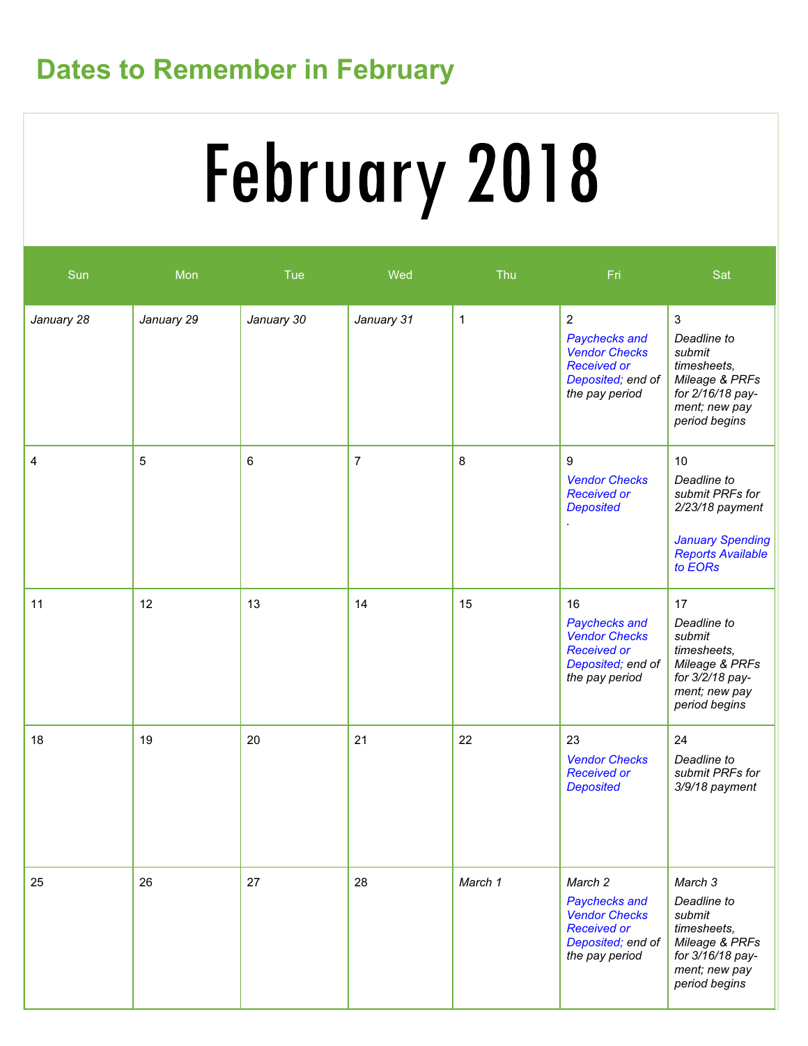## Dates to Remember in February

# February 2018

| Sun | Mon | Tue | Wed | Thu | Fri | Sat |
|---|---|---|---|---|---|---|
| *January 28* | *January 29* | *January 30* | *January 31* | 1 | 2<br>*Paychecks and Vendor Checks Received or Deposited; end of the pay period* | 3<br>*Deadline to submit timesheets, Mileage & PRFs for 2/16/18 pay-ment; new pay period begins* |
| 4 | 5 | 6 | 7 | 8 | 9<br>*Vendor Checks Received or Deposited*<br>. | 10<br>*Deadline to submit PRFs for 2/23/18 payment*<br><br>*January Spending Reports Available to EORs* |
| 11 | 12 | 13 | 14 | 15 | 16<br>*Paychecks and Vendor Checks Received or Deposited; end of the pay period* | 17<br>*Deadline to submit timesheets, Mileage & PRFs for 3/2/18 pay-ment; new pay period begins* |
| 18 | 19 | 20 | 21 | 22 | 23<br>*Vendor Checks Received or Deposited* | 24<br>*Deadline to submit PRFs for 3/9/18 payment* |
| 25 | 26 | 27 | 28 | *March 1* | *March 2*<br>*Paychecks and Vendor Checks Received or Deposited; end of the pay period* | *March 3*<br>*Deadline to submit timesheets, Mileage & PRFs for 3/16/18 pay-ment; new pay period begins* |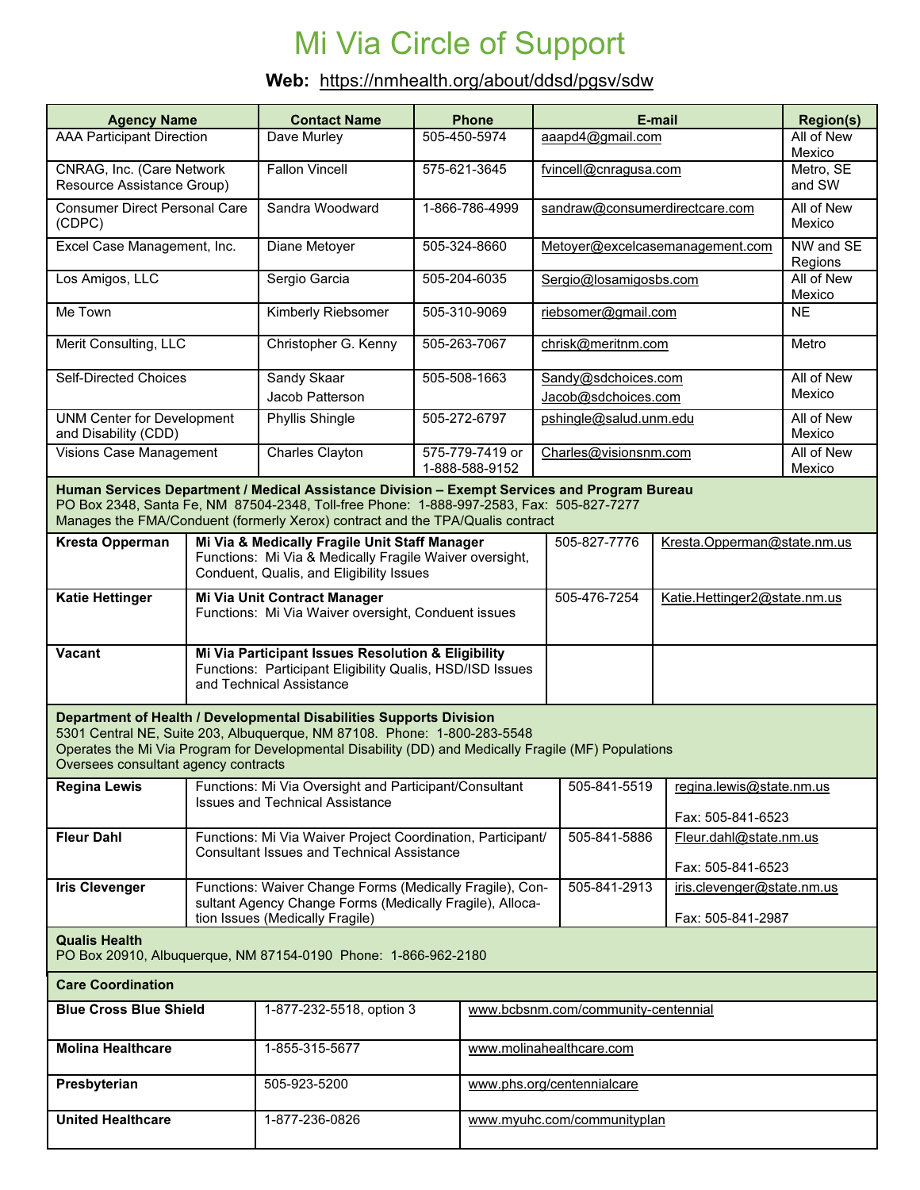# Mi Via Circle of Support

**Web:** https://nmhealth.org/about/ddsd/pgsv/sdw

| Agency Name | Contact Name | Phone | E-mail | Region(s) |
|---|---|---|---|---|
| AAA Participant Direction | Dave Murley | 505-450-5974 | aaapd4@gmail.com | All of New Mexico |
| CNRAG, Inc. (Care Network Resource Assistance Group) | Fallon Vincell | 575-621-3645 | fvincell@cnragusa.com | Metro, SE and SW |
| Consumer Direct Personal Care (CDPC) | Sandra Woodward | 1-866-786-4999 | sandraw@consumerdirectcare.com | All of New Mexico |
| Excel Case Management, Inc. | Diane Metoyer | 505-324-8660 | Metoyer@excelcasemanagement.com | NW and SE Regions |
| Los Amigos, LLC | Sergio Garcia | 505-204-6035 | Sergio@losamigosbs.com | All of New Mexico |
| Me Town | Kimberly Riebsomer | 505-310-9069 | riebsomer@gmail.com | NE |
| Merit Consulting, LLC | Christopher G. Kenny | 505-263-7067 | chrisk@meritnm.com | Metro |
| Self-Directed Choices | Sandy Skaar<br>Jacob Patterson | 505-508-1663 | Sandy@sdchoices.com<br>Jacob@sdchoices.com | All of New Mexico |
| UNM Center for Development and Disability (CDD) | Phyllis Shingle | 505-272-6797 | pshingle@salud.unm.edu | All of New Mexico |
| Visions Case Management | Charles Clayton | 575-779-7419 or 1-888-588-9152 | Charles@visionsnm.com | All of New Mexico |

**Human Services Department / Medical Assistance Division – Exempt Services and Program Bureau**
PO Box 2348, Santa Fe, NM 87504-2348, Toll-free Phone: 1-888-997-2583, Fax: 505-827-7277
Manages the FMA/Conduent (formerly Xerox) contract and the TPA/Qualis contract

| | | | |
|---|---|---|---|
| **Kresta Opperman** | **Mi Via & Medically Fragile Unit Staff Manager**<br>Functions: Mi Via & Medically Fragile Waiver oversight, Conduent, Qualis, and Eligibility Issues | 505-827-7776 | Kresta.Opperman@state.nm.us |
| **Katie Hettinger** | **Mi Via Unit Contract Manager**<br>Functions: Mi Via Waiver oversight, Conduent issues | 505-476-7254 | Katie.Hettinger2@state.nm.us |
| **Vacant** | **Mi Via Participant Issues Resolution & Eligibility**<br>Functions: Participant Eligibility Qualis, HSD/ISD Issues and Technical Assistance | | |

**Department of Health / Developmental Disabilities Supports Division**
5301 Central NE, Suite 203, Albuquerque, NM 87108. Phone: 1-800-283-5548
Operates the Mi Via Program for Developmental Disability (DD) and Medically Fragile (MF) Populations
Oversees consultant agency contracts

| | | | |
|---|---|---|---|
| **Regina Lewis** | Functions: Mi Via Oversight and Participant/Consultant Issues and Technical Assistance | 505-841-5519 | regina.lewis@state.nm.us<br>Fax: 505-841-6523 |
| **Fleur Dahl** | Functions: Mi Via Waiver Project Coordination, Participant/ Consultant Issues and Technical Assistance | 505-841-5886 | Fleur.dahl@state.nm.us<br>Fax: 505-841-6523 |
| **Iris Clevenger** | Functions: Waiver Change Forms (Medically Fragile), Consultant Agency Change Forms (Medically Fragile), Allocation Issues (Medically Fragile) | 505-841-2913 | iris.clevenger@state.nm.us<br>Fax: 505-841-2987 |

**Qualis Health**
PO Box 20910, Albuquerque, NM 87154-0190 Phone: 1-866-962-2180

**Care Coordination**

| | | |
|---|---|---|
| **Blue Cross Blue Shield** | 1-877-232-5518, option 3 | www.bcbsnm.com/community-centennial |
| **Molina Healthcare** | 1-855-315-5677 | www.molinahealthcare.com |
| **Presbyterian** | 505-923-5200 | www.phs.org/centennialcare |
| **United Healthcare** | 1-877-236-0826 | www.myuhc.com/communityplan |